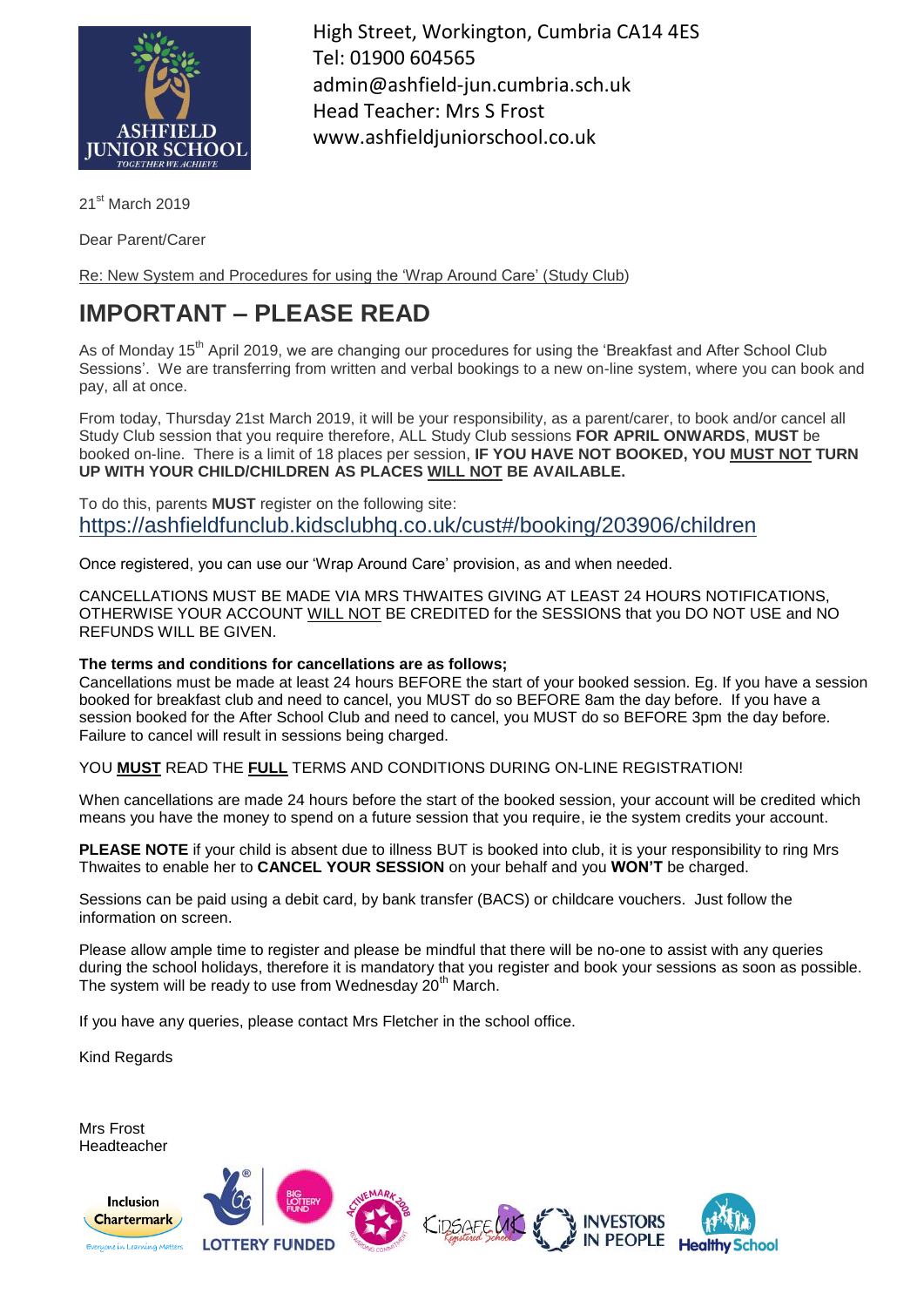High Street, Workington, Cumbria CA14 4ES
Tel: 01900 604565
admin@ashfield-jun.cumbria.sch.uk
Head Teacher: Mrs S Frost
www.ashfieldjuniorschool.co.uk

21st March 2019

Dear Parent/Carer

Re: New System and Procedures for using the 'Wrap Around Care' (Study Club)

# IMPORTANT – PLEASE READ

As of Monday 15th April 2019, we are changing our procedures for using the 'Breakfast and After School Club Sessions'. We are transferring from written and verbal bookings to a new on-line system, where you can book and pay, all at once.

From today, Thursday 21st March 2019, it will be your responsibility, as a parent/carer, to book and/or cancel all Study Club session that you require therefore, ALL Study Club sessions **FOR APRIL ONWARDS**, **MUST** be booked on-line. There is a limit of 18 places per session, **IF YOU HAVE NOT BOOKED, YOU MUST NOT TURN UP WITH YOUR CHILD/CHILDREN AS PLACES WILL NOT BE AVAILABLE.**

To do this, parents **MUST** register on the following site:
https://ashfieldfunclub.kidsclubhq.co.uk/cust#/booking/203906/children

Once registered, you can use our 'Wrap Around Care' provision, as and when needed.

CANCELLATIONS MUST BE MADE VIA MRS THWAITES GIVING AT LEAST 24 HOURS NOTIFICATIONS, OTHERWISE YOUR ACCOUNT WILL NOT BE CREDITED for the SESSIONS that you DO NOT USE and NO REFUNDS WILL BE GIVEN.

**The terms and conditions for cancellations are as follows;**
Cancellations must be made at least 24 hours BEFORE the start of your booked session. Eg. If you have a session booked for breakfast club and need to cancel, you MUST do so BEFORE 8am the day before. If you have a session booked for the After School Club and need to cancel, you MUST do so BEFORE 3pm the day before. Failure to cancel will result in sessions being charged.

YOU **MUST** READ THE **FULL** TERMS AND CONDITIONS DURING ON-LINE REGISTRATION!

When cancellations are made 24 hours before the start of the booked session, your account will be credited which means you have the money to spend on a future session that you require, ie the system credits your account.

**PLEASE NOTE** if your child is absent due to illness BUT is booked into club, it is your responsibility to ring Mrs Thwaites to enable her to **CANCEL YOUR SESSION** on your behalf and you **WON'T** be charged.

Sessions can be paid using a debit card, by bank transfer (BACS) or childcare vouchers. Just follow the information on screen.

Please allow ample time to register and please be mindful that there will be no-one to assist with any queries during the school holidays, therefore it is mandatory that you register and book your sessions as soon as possible. The system will be ready to use from Wednesday 20th March.

If you have any queries, please contact Mrs Fletcher in the school office.

Kind Regards

Mrs Frost
Headteacher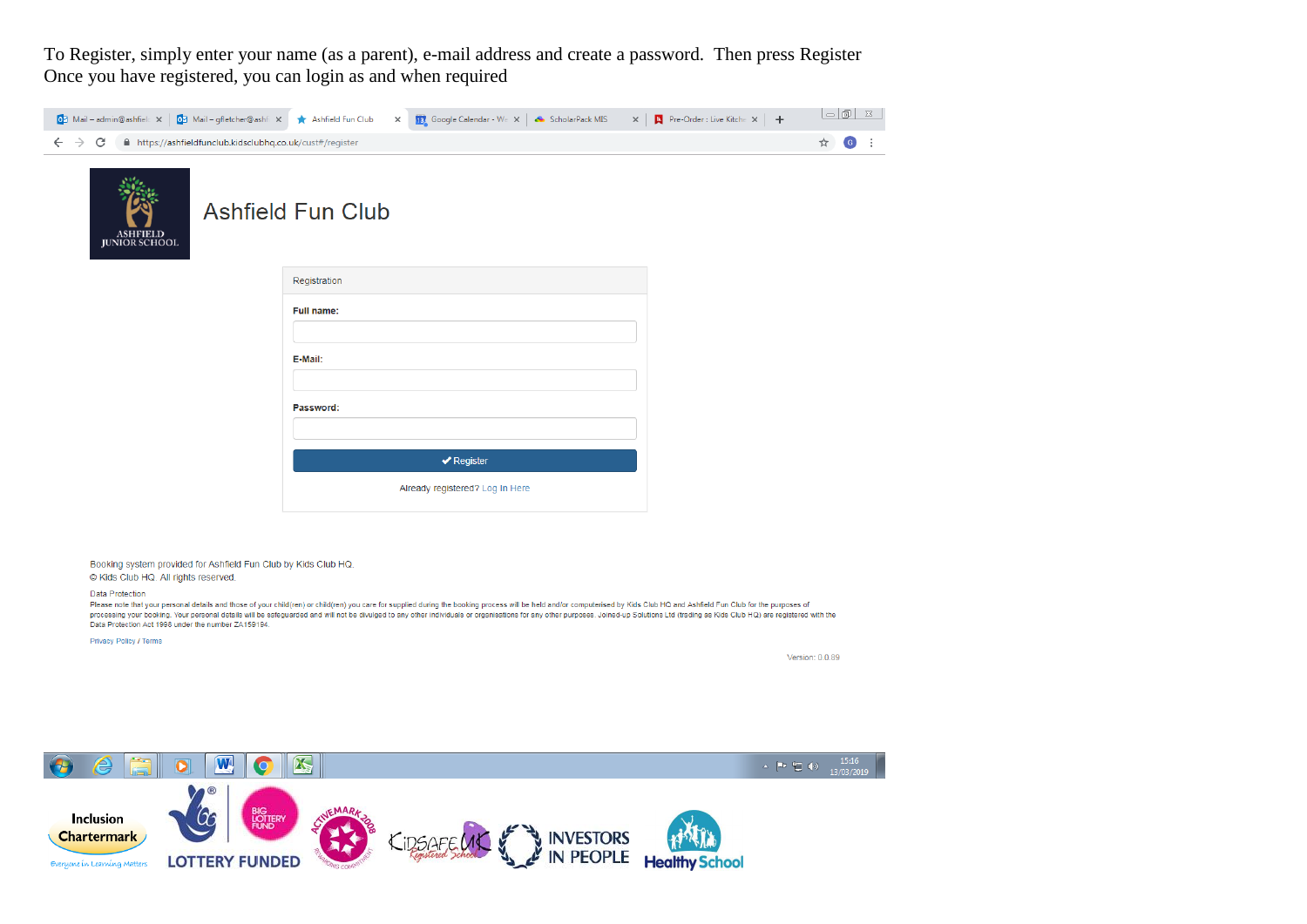To Register, simply enter your name (as a parent), e-mail address and create a password. Then press Register
Once you have registered, you can login as and when required

https://ashfieldfunclub.kidsclubhq.co.uk/cust#/register

ASHFIELD JUNIOR SCHOOL

# Ashfield Fun Club

Registration

**Full name:**

**E-Mail:**

**Password:**

Register

Already registered? Log In Here

Booking system provided for Ashfield Fun Club by Kids Club HQ.
© Kids Club HQ. All rights reserved.

Data Protection
Please note that your personal details and those of your child(ren) or child(ren) you care for supplied during the booking process will be held and/or computerised by Kids Club HQ and Ashfield Fun Club for the purposes of processing your booking. Your personal details will be safeguarded and will not be divulged to any other individuals or organisations for any other purposes. Joined-up Solutions Ltd (trading as Kids Club HQ) are registered with the Data Protection Act 1998 under the number ZA159194.

Privacy Policy / Terms

Version: 0.0.89

Inclusion Chartermark — Everyone in Learning Matters

LOTTERY FUNDED — BIG LOTTERY FUND

ACTIVEMARK 2008

KIDSAFE UK Registered School

INVESTORS IN PEOPLE

Healthy School